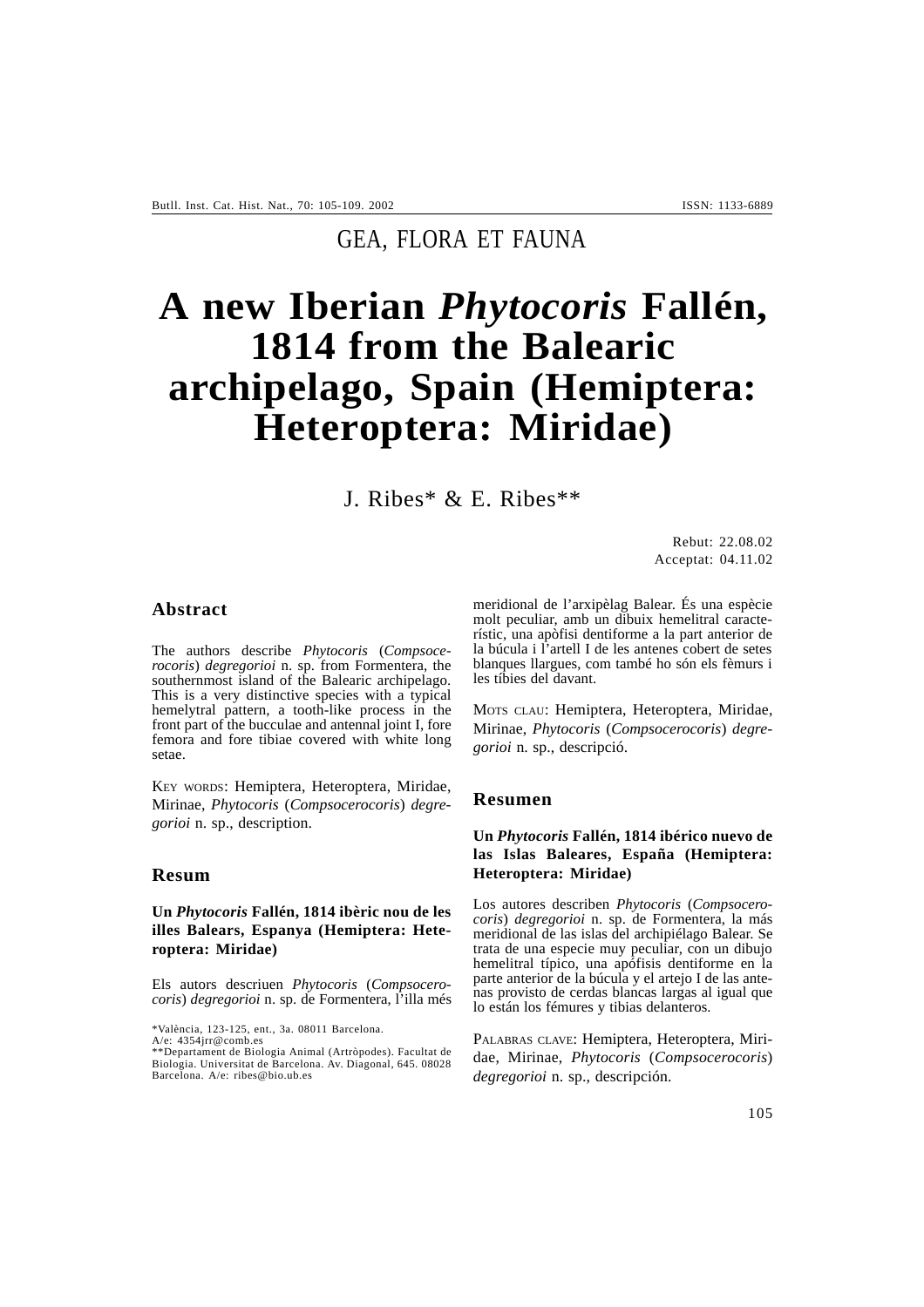GEA, FLORA ET FAUNA

# A new Iberian *Phytocoris* Fallén, 1814 from the Balearic archipelago, Spain (Hemiptera: Heteroptera: Miridae)

J. Ribes* & E. Ribes**

Rebut: 22.08.02
Acceptat: 04.11.02

## Abstract

The authors describe *Phytocoris* (*Compsocerocoris*) *degregorioi* n. sp. from Formentera, the southernmost island of the Balearic archipelago. This is a very distinctive species with a typical hemelytral pattern, a tooth-like process in the front part of the bucculae and antennal joint I, fore femora and fore tibiae covered with white long setae.

KEY WORDS: Hemiptera, Heteroptera, Miridae, Mirinae, *Phytocoris* (*Compsocerocoris*) *degregorioi* n. sp., description.

## Resum

**Un *Phytocoris* Fallén, 1814 ibèric nou de les illes Balears, Espanya (Hemiptera: Heteroptera: Miridae)**

Els autors descriuen *Phytocoris* (*Compsocerocoris*) *degregorioi* n. sp. de Formentera, l'illa més meridional de l'arxipèlag Balear. És una espècie molt peculiar, amb un dibuix hemelitral característic, una apòfisi dentiforme a la part anterior de la búcula i l'artell I de les antenes cobert de setes blanques llargues, com també ho són els fèmurs i les tíbies del davant.

MOTS CLAU: Hemiptera, Heteroptera, Miridae, Mirinae, *Phytocoris* (*Compsocerocoris*) *degregorioi* n. sp., descripció.

## Resumen

**Un *Phytocoris* Fallén, 1814 ibérico nuevo de las Islas Baleares, España (Hemiptera: Heteroptera: Miridae)**

Los autores describen *Phytocoris* (*Compsocerocoris*) *degregorioi* n. sp. de Formentera, la más meridional de las islas del archipiélago Balear. Se trata de una especie muy peculiar, con un dibujo hemelitral típico, una apófisis dentiforme en la parte anterior de la búcula y el artejo I de las antenas provisto de cerdas blancas largas al igual que lo están los fémures y tibias delanteros.

PALABRAS CLAVE: Hemiptera, Heteroptera, Miridae, Mirinae, *Phytocoris* (*Compsocerocoris*) *degregorioi* n. sp., descripción.

*València, 123-125, ent., 3a. 08011 Barcelona. A/e: 4354jrr@comb.es
**Departament de Biologia Animal (Artròpodes). Facultat de Biologia. Universitat de Barcelona. Av. Diagonal, 645. 08028 Barcelona. A/e: ribes@bio.ub.es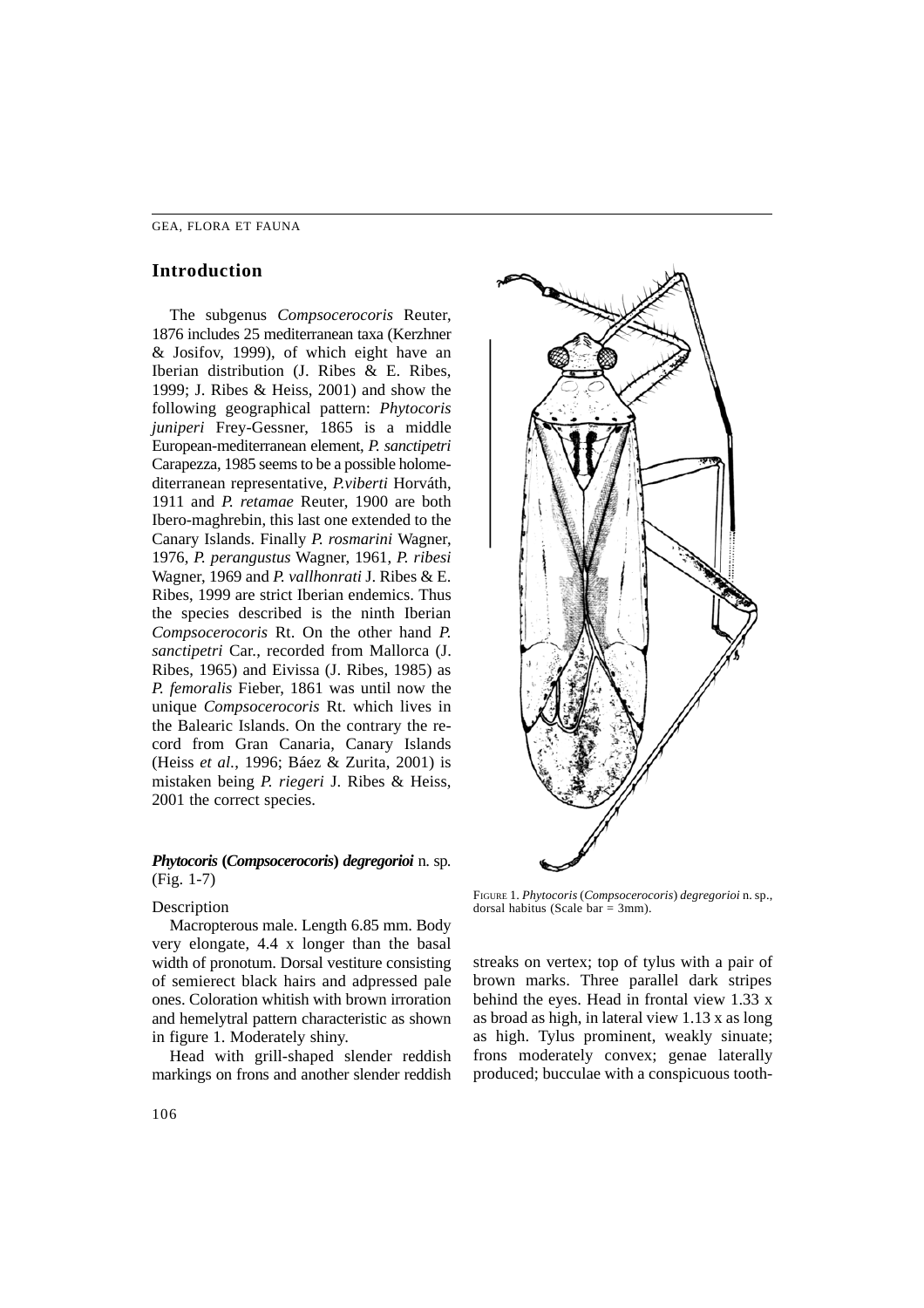## Introduction

The subgenus *Compsocerocoris* Reuter, 1876 includes 25 mediterranean taxa (Kerzhner & Josifov, 1999), of which eight have an Iberian distribution (J. Ribes & E. Ribes, 1999; J. Ribes & Heiss, 2001) and show the following geographical pattern: *Phytocoris juniperi* Frey-Gessner, 1865 is a middle European-mediterranean element, *P. sanctipetri* Carapezza, 1985 seems to be a possible holomediterranean representative, *P.viberti* Horváth, 1911 and *P. retamae* Reuter, 1900 are both Ibero-maghrebin, this last one extended to the Canary Islands. Finally *P. rosmarini* Wagner, 1976, *P. perangustus* Wagner, 1961, *P. ribesi* Wagner, 1969 and *P. vallhonrati* J. Ribes & E. Ribes, 1999 are strict Iberian endemics. Thus the species described is the ninth Iberian *Compsocerocoris* Rt. On the other hand *P. sanctipetri* Car., recorded from Mallorca (J. Ribes, 1965) and Eivissa (J. Ribes, 1985) as *P. femoralis* Fieber, 1861 was until now the unique *Compsocerocoris* Rt. which lives in the Balearic Islands. On the contrary the record from Gran Canaria, Canary Islands (Heiss *et al.*, 1996; Báez & Zurita, 2001) is mistaken being *P. riegeri* J. Ribes & Heiss, 2001 the correct species.

### ***Phytocoris* (*Compsocerocoris*) *degregorioi*** n. sp. (Fig. 1-7)

FIGURE 1. *Phytocoris* (*Compsocerocoris*) *degregorioi* n. sp., dorsal habitus (Scale bar = 3mm).

Description

Macropterous male. Length 6.85 mm. Body very elongate, 4.4 x longer than the basal width of pronotum. Dorsal vestiture consisting of semierect black hairs and adpressed pale ones. Coloration whitish with brown irroration and hemelytral pattern characteristic as shown in figure 1. Moderately shiny.

Head with grill-shaped slender reddish markings on frons and another slender reddish streaks on vertex; top of tylus with a pair of brown marks. Three parallel dark stripes behind the eyes. Head in frontal view 1.33 x as broad as high, in lateral view 1.13 x as long as high. Tylus prominent, weakly sinuate; frons moderately convex; genae laterally produced; bucculae with a conspicuous tooth-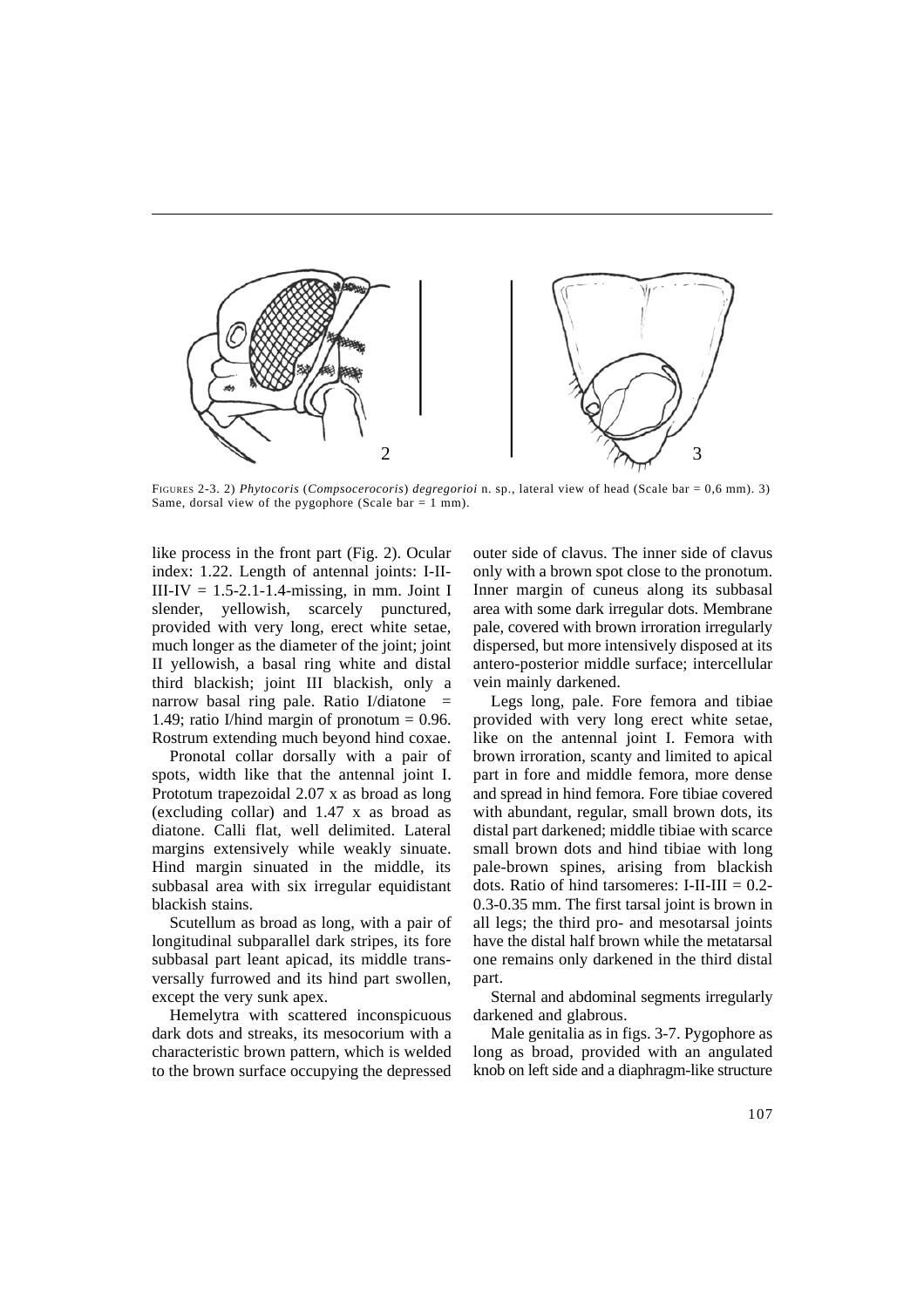FIGURES 2-3. 2) *Phytocoris* (*Compsocerocoris*) *degregorioi* n. sp., lateral view of head (Scale bar = 0,6 mm). 3) Same, dorsal view of the pygophore (Scale bar = 1 mm).

like process in the front part (Fig. 2). Ocular index: 1.22. Length of antennal joints: I-II-III-IV = 1.5-2.1-1.4-missing, in mm. Joint I slender, yellowish, scarcely punctured, provided with very long, erect white setae, much longer as the diameter of the joint; joint II yellowish, a basal ring white and distal third blackish; joint III blackish, only a narrow basal ring pale. Ratio I/diatone = 1.49; ratio I/hind margin of pronotum = 0.96. Rostrum extending much beyond hind coxae.

Pronotal collar dorsally with a pair of spots, width like that the antennal joint I. Prototum trapezoidal 2.07 x as broad as long (excluding collar) and 1.47 x as broad as diatone. Calli flat, well delimited. Lateral margins extensively while weakly sinuate. Hind margin sinuated in the middle, its subbasal area with six irregular equidistant blackish stains.

Scutellum as broad as long, with a pair of longitudinal subparallel dark stripes, its fore subbasal part leant apicad, its middle transversally furrowed and its hind part swollen, except the very sunk apex.

Hemelytra with scattered inconspicuous dark dots and streaks, its mesocorium with a characteristic brown pattern, which is welded to the brown surface occupying the depressed outer side of clavus. The inner side of clavus only with a brown spot close to the pronotum. Inner margin of cuneus along its subbasal area with some dark irregular dots. Membrane pale, covered with brown irroration irregularly dispersed, but more intensively disposed at its antero-posterior middle surface; intercellular vein mainly darkened.

Legs long, pale. Fore femora and tibiae provided with very long erect white setae, like on the antennal joint I. Femora with brown irroration, scanty and limited to apical part in fore and middle femora, more dense and spread in hind femora. Fore tibiae covered with abundant, regular, small brown dots, its distal part darkened; middle tibiae with scarce small brown dots and hind tibiae with long pale-brown spines, arising from blackish dots. Ratio of hind tarsomeres: I-II-III = 0.2-0.3-0.35 mm. The first tarsal joint is brown in all legs; the third pro- and mesotarsal joints have the distal half brown while the metatarsal one remains only darkened in the third distal part.

Sternal and abdominal segments irregularly darkened and glabrous.

Male genitalia as in figs. 3-7. Pygophore as long as broad, provided with an angulated knob on left side and a diaphragm-like structure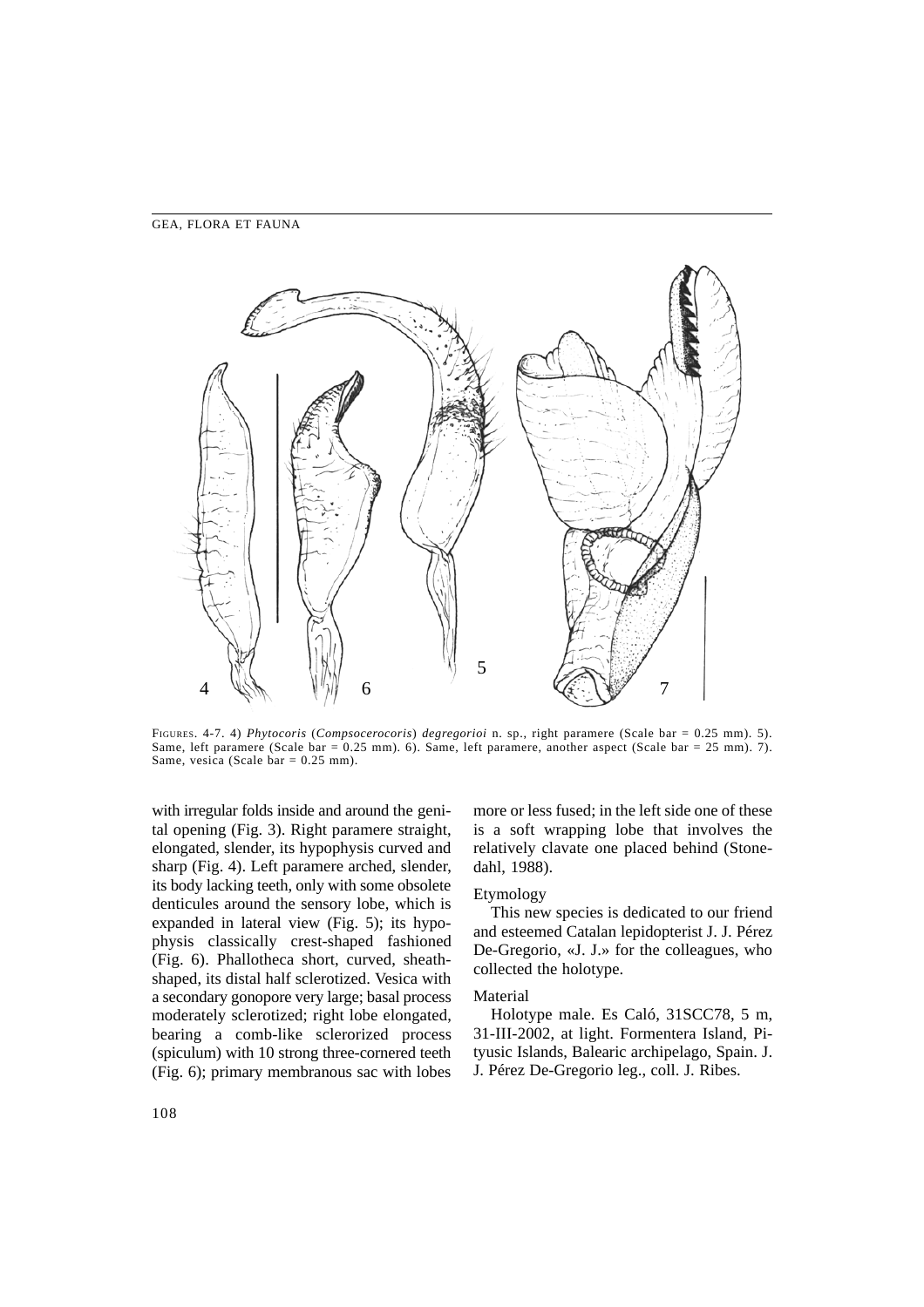FIGURES. 4-7. 4) *Phytocoris* (*Compsocerocoris*) *degregorioi* n. sp., right paramere (Scale bar = 0.25 mm). 5). Same, left paramere (Scale bar = 0.25 mm). 6). Same, left paramere, another aspect (Scale bar = 25 mm). 7). Same, vesica (Scale bar = 0.25 mm).

with irregular folds inside and around the genital opening (Fig. 3). Right paramere straight, elongated, slender, its hypophysis curved and sharp (Fig. 4). Left paramere arched, slender, its body lacking teeth, only with some obsolete denticules around the sensory lobe, which is expanded in lateral view (Fig. 5); its hypophysis classically crest-shaped fashioned (Fig. 6). Phallotheca short, curved, sheath-shaped, its distal half sclerotized. Vesica with a secondary gonopore very large; basal process moderately sclerotized; right lobe elongated, bearing a comb-like sclerorized process (spiculum) with 10 strong three-cornered teeth (Fig. 6); primary membranous sac with lobes more or less fused; in the left side one of these is a soft wrapping lobe that involves the relatively clavate one placed behind (Stonedahl, 1988).

### Etymology

This new species is dedicated to our friend and esteemed Catalan lepidopterist J. J. Pérez De-Gregorio, «J. J.» for the colleagues, who collected the holotype.

### Material

Holotype male. Es Caló, 31SCC78, 5 m, 31-III-2002, at light. Formentera Island, Pityusic Islands, Balearic archipelago, Spain. J. J. Pérez De-Gregorio leg., coll. J. Ribes.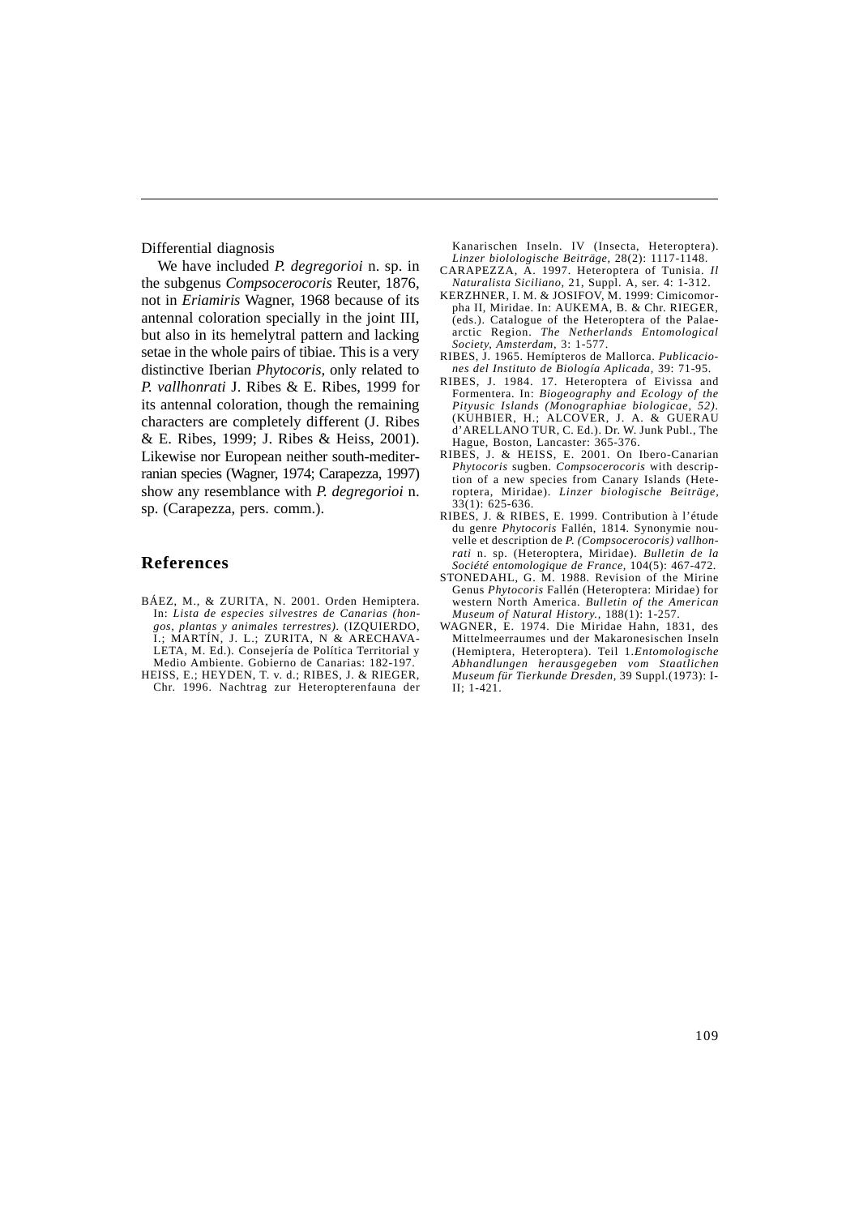Differential diagnosis

We have included *P. degregorioi* n. sp. in the subgenus *Compsocerocoris* Reuter, 1876, not in *Eriamiris* Wagner, 1968 because of its antennal coloration specially in the joint III, but also in its hemelytral pattern and lacking setae in the whole pairs of tibiae. This is a very distinctive Iberian *Phytocoris*, only related to *P. vallhonrati* J. Ribes & E. Ribes, 1999 for its antennal coloration, though the remaining characters are completely different (J. Ribes & E. Ribes, 1999; J. Ribes & Heiss, 2001). Likewise nor European neither south-mediterranian species (Wagner, 1974; Carapezza, 1997) show any resemblance with *P. degregorioi* n. sp. (Carapezza, pers. comm.).

## References

BÁEZ, M., & ZURITA, N. 2001. Orden Hemiptera. In: *Lista de especies silvestres de Canarias (hongos, plantas y animales terrestres)*. (IZQUIERDO, I.; MARTÍN, J. L.; ZURITA, N & ARECHAVALETA, M. Ed.). Consejería de Política Territorial y Medio Ambiente. Gobierno de Canarias: 182-197.

HEISS, E.; HEYDEN, T. v. d.; RIBES, J. & RIEGER, Chr. 1996. Nachtrag zur Heteropterenfauna der Kanarischen Inseln. IV (Insecta, Heteroptera). *Linzer biolologische Beiträge*, 28(2): 1117-1148.

CARAPEZZA, A. 1997. Heteroptera of Tunisia. *Il Naturalista Siciliano*, 21, Suppl. A, ser. 4: 1-312.

KERZHNER, I. M. & JOSIFOV, M. 1999: Cimicomorpha II, Miridae. In: AUKEMA, B. & Chr. RIEGER, (eds.). Catalogue of the Heteroptera of the Palaearctic Region. *The Netherlands Entomological Society, Amsterdam*, 3: 1-577.

RIBES, J. 1965. Hemípteros de Mallorca. *Publicaciones del Instituto de Biología Aplicada*, 39: 71-95.

RIBES, J. 1984. 17. Heteroptera of Eivissa and Formentera. In: *Biogeography and Ecology of the Pityusic Islands (Monographiae biologicae, 52)*. (KUHBIER, H.; ALCOVER, J. A. & GUERAU d'ARELLANO TUR, C. Ed.). Dr. W. Junk Publ., The Hague, Boston, Lancaster: 365-376.

RIBES, J. & HEISS, E. 2001. On Ibero-Canarian *Phytocoris* sugben. *Compsocerocoris* with description of a new species from Canary Islands (Heteroptera, Miridae). *Linzer biologische Beiträge*, 33(1): 625-636.

RIBES, J. & RIBES, E. 1999. Contribution à l'étude du genre *Phytocoris* Fallén, 1814. Synonymie nouvelle et description de *P. (Compsocerocoris) vallhonrati* n. sp. (Heteroptera, Miridae). *Bulletin de la Société entomologique de France*, 104(5): 467-472.

STONEDAHL, G. M. 1988. Revision of the Mirine Genus *Phytocoris* Fallén (Heteroptera: Miridae) for western North America. *Bulletin of the American Museum of Natural History.*, 188(1): 1-257.

WAGNER, E. 1974. Die Miridae Hahn, 1831, des Mittelmeerraumes und der Makaronesischen Inseln (Hemiptera, Heteroptera). Teil 1.*Entomologische Abhandlungen herausgegeben vom Staatlichen Museum für Tierkunde Dresden*, 39 Suppl.(1973): I-II; 1-421.